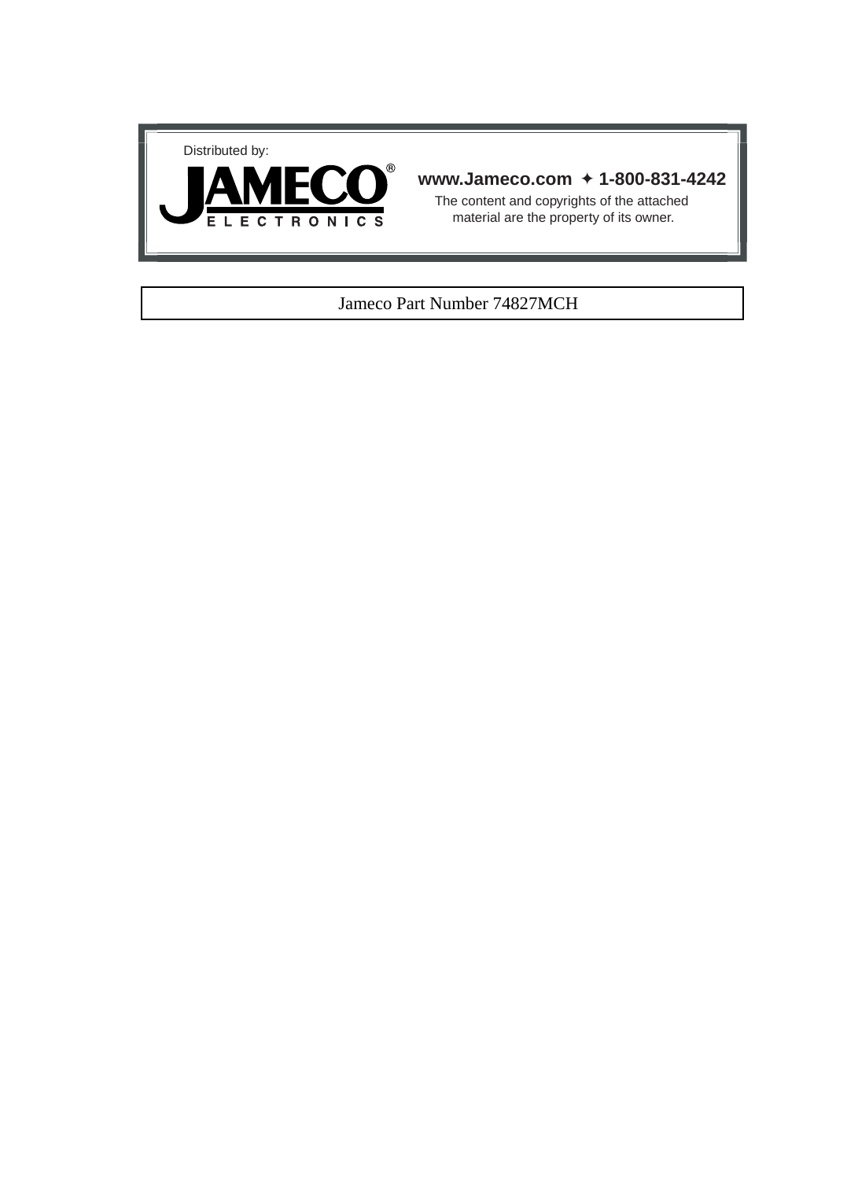Distributed by:

**JAMECO®**
ELECTRONICS

**www.Jameco.com ✦ 1-800-831-4242**

The content and copyrights of the attached material are the property of its owner.

Jameco Part Number 74827MCH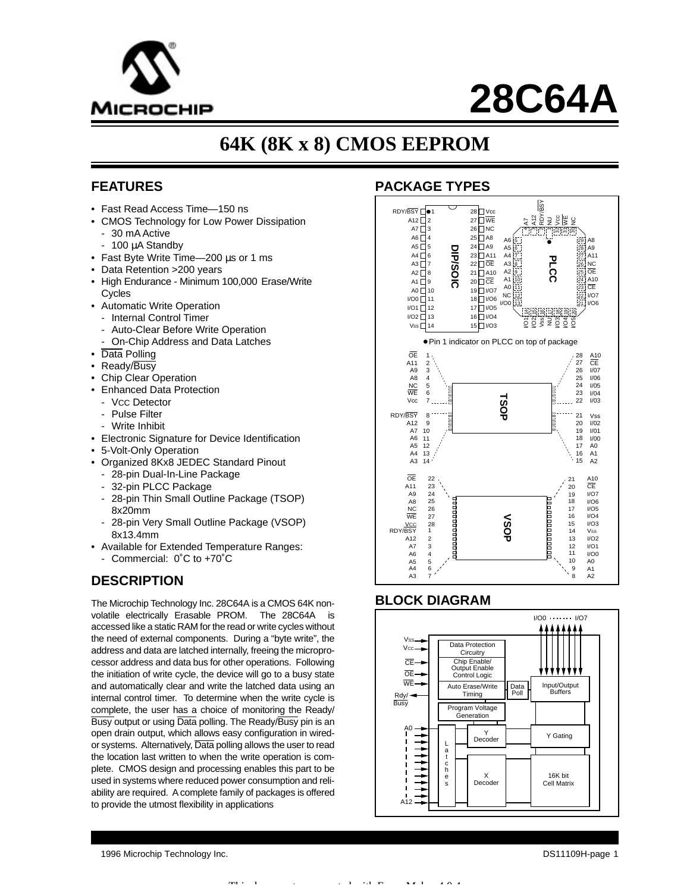# 28C64A

## 64K (8K x 8) CMOS EEPROM

## FEATURES

- Fast Read Access Time—150 ns
- CMOS Technology for Low Power Dissipation
  - 30 mA Active
  - 100 µA Standby
- Fast Byte Write Time—200 µs or 1 ms
- Data Retention >200 years
- High Endurance - Minimum 100,000 Erase/Write Cycles
- Automatic Write Operation
  - Internal Control Timer
  - Auto-Clear Before Write Operation
  - On-Chip Address and Data Latches
- Data Polling
- Ready/Busy
- Chip Clear Operation
- Enhanced Data Protection
  - VCC Detector
  - Pulse Filter
  - Write Inhibit
- Electronic Signature for Device Identification
- 5-Volt-Only Operation
- Organized 8Kx8 JEDEC Standard Pinout
  - 28-pin Dual-In-Line Package
  - 32-pin PLCC Package
  - 28-pin Thin Small Outline Package (TSOP) 8x20mm
  - 28-pin Very Small Outline Package (VSOP) 8x13.4mm
- Available for Extended Temperature Ranges:
  - Commercial: 0˚C to +70˚C

## DESCRIPTION

The Microchip Technology Inc. 28C64A is a CMOS 64K non-volatile electrically Erasable PROM. The 28C64A is accessed like a static RAM for the read or write cycles without the need of external components. During a "byte write", the address and data are latched internally, freeing the microprocessor address and data bus for other operations. Following the initiation of write cycle, the device will go to a busy state and automatically clear and write the latched data using an internal control timer. To determine when the write cycle is complete, the user has a choice of monitoring the Ready/Busy output or using Data polling. The Ready/Busy pin is an open drain output, which allows easy configuration in wired-or systems. Alternatively, Data polling allows the user to read the location last written to when the write operation is complete. CMOS design and processing enables this part to be used in systems where reduced power consumption and reliability are required. A complete family of packages is offered to provide the utmost flexibility in applications

## PACKAGE TYPES

**DIP/SOIC**

| Pin | Name | Pin | Name |
|---|---|---|---|
| 1 | RDY/BSY | 28 | Vcc |
| 2 | A12 | 27 | WE |
| 3 | A7 | 26 | NC |
| 4 | A6 | 25 | A8 |
| 5 | A5 | 24 | A9 |
| 6 | A4 | 23 | A11 |
| 7 | A3 | 22 | OE |
| 8 | A2 | 21 | A10 |
| 9 | A1 | 20 | CE |
| 10 | A0 | 19 | I/O7 |
| 11 | I/O0 | 18 | I/O6 |
| 12 | I/O1 | 17 | I/O5 |
| 13 | I/O2 | 16 | I/O4 |
| 14 | Vss | 15 | I/O3 |

**PLCC**

| Pin | Name | Pin | Name |
|---|---|---|---|
| 4 | A7 | 5 | A6 |
| 3 | A12 | 6 | A5 |
| 2 | RDY/BSY | 7 | A4 |
| 1 | NU | 8 | A3 |
| 32 | Vcc | 9 | A2 |
| 31 | WE | 10 | A1 |
| 30 | NC | 11 | A0 |
| 29 | A8 | 12 | NC |
| 28 | A9 | 13 | I/O0 |
| 27 | A11 | 14 | I/O1 |
| 26 | NC | 15 | I/O2 |
| 25 | OE | 16 | Vss |
| 24 | A10 | 17 | NU |
| 23 | CE | 18 | I/O3 |
| 22 | I/O7 | 19 | I/O4 |
| 21 | I/O6 | 20 | I/O5 |

● Pin 1 indicator on PLCC on top of package

**TSOP**

| Pin | Name | Pin | Name |
|---|---|---|---|
| 1 | OE | 28 | A10 |
| 2 | A11 | 27 | CE |
| 3 | A9 | 26 | I/07 |
| 4 | A8 | 25 | I/06 |
| 5 | NC | 24 | I/05 |
| 6 | WE | 23 | I/04 |
| 7 | Vcc | 22 | I/03 |
| 8 | RDY/BSY | 21 | Vss |
| 9 | A12 | 20 | I/02 |
| 10 | A7 | 19 | I/01 |
| 11 | A6 | 18 | I/00 |
| 12 | A5 | 17 | A0 |
| 13 | A4 | 16 | A1 |
| 14 | A3 | 15 | A2 |

**VSOP**

| Pin | Name | Pin | Name |
|---|---|---|---|
| 22 | OE | 21 | A10 |
| 23 | A11 | 20 | CE |
| 24 | A9 | 19 | I/O7 |
| 25 | A8 | 18 | I/O6 |
| 26 | NC | 17 | I/O5 |
| 27 | WE | 16 | I/O4 |
| 28 | Vcc | 15 | I/O3 |
| 1 | RDY/BSY | 14 | Vss |
| 2 | A12 | 13 | I/O2 |
| 3 | A7 | 12 | I/O1 |
| 4 | A6 | 11 | I/O0 |
| 5 | A5 | 10 | A0 |
| 6 | A4 | 9 | A1 |
| 7 | A3 | 8 | A2 |

## BLOCK DIAGRAM

Inputs: VSS, VCC, CE, OE, WE, Rdy/Busy (output), A0–A12; I/O0 ...... I/O7

Blocks: Data Protection Circuitry; Chip Enable/ Output Enable Control Logic; Auto Erase/Write Timing; Data Poll; Program Voltage Generation; Input/Output Buffers; Latches; Y Decoder; Y Gating; X Decoder; 16K bit Cell Matrix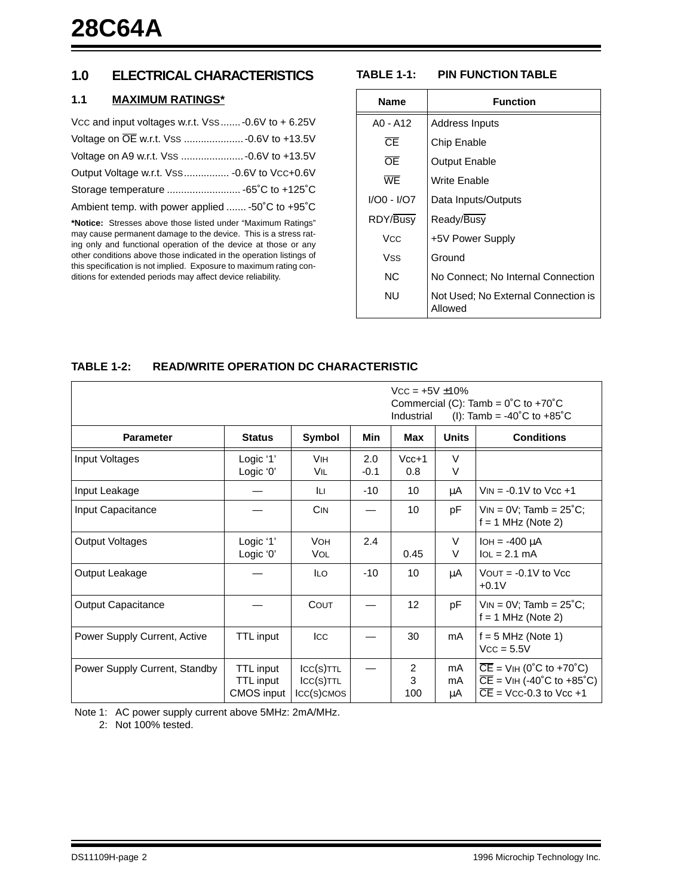## 1.0 ELECTRICAL CHARACTERISTICS

### 1.1 MAXIMUM RATINGS*

VCC and input voltages w.r.t. VSS ....... -0.6V to + 6.25V

Voltage on OE w.r.t. VSS ..................... -0.6V to +13.5V

Voltage on A9 w.r.t. VSS ...................... -0.6V to +13.5V

Output Voltage w.r.t. VSS ................ -0.6V to VCC+0.6V

Storage temperature .......................... -65˚C to +125˚C

Ambient temp. with power applied ....... -50˚C to +95˚C

**\*Notice:** Stresses above those listed under “Maximum Ratings” may cause permanent damage to the device. This is a stress rating only and functional operation of the device at those or any other conditions above those indicated in the operation listings of this specification is not implied. Exposure to maximum rating conditions for extended periods may affect device reliability.

**TABLE 1-1: PIN FUNCTION TABLE**

| Name | Function |
|---|---|
| A0 - A12 | Address Inputs |
| CE | Chip Enable |
| OE | Output Enable |
| WE | Write Enable |
| I/O0 - I/O7 | Data Inputs/Outputs |
| RDY/Busy | Ready/Busy |
| VCC | +5V Power Supply |
| VSS | Ground |
| NC | No Connect; No Internal Connection |
| NU | Not Used; No External Connection is Allowed |

**TABLE 1-2: READ/WRITE OPERATION DC CHARACTERISTIC**

VCC = +5V ±10%
Commercial (C): Tamb = 0˚C to +70˚C
Industrial (I): Tamb = -40˚C to +85˚C

| Parameter | Status | Symbol | Min | Max | Units | Conditions |
|---|---|---|---|---|---|---|
| Input Voltages | Logic ‘1’<br>Logic ‘0’ | $V_{IH}$<br>$V_{IL}$ | 2.0<br>-0.1 | Vcc+1<br>0.8 | V<br>V | |
| Input Leakage | — | $I_{LI}$ | -10 | 10 | µA | $V_{IN}$ = -0.1V to Vcc +1 |
| Input Capacitance | — | $C_{IN}$ | — | 10 | pF | $V_{IN}$ = 0V; Tamb = 25˚C; f = 1 MHz (Note 2) |
| Output Voltages | Logic ‘1’<br>Logic ‘0’ | $V_{OH}$<br>$V_{OL}$ | 2.4 | <br>0.45 | V<br>V | $I_{OH}$ = -400 µA<br>$I_{OL}$ = 2.1 mA |
| Output Leakage | — | $I_{LO}$ | -10 | 10 | µA | $V_{OUT}$ = -0.1V to Vcc +0.1V |
| Output Capacitance | — | $C_{OUT}$ | — | 12 | pF | $V_{IN}$ = 0V; Tamb = 25˚C; f = 1 MHz (Note 2) |
| Power Supply Current, Active | TTL input | $I_{CC}$ | — | 30 | mA | f = 5 MHz (Note 1)<br>$V_{CC}$ = 5.5V |
| Power Supply Current, Standby | TTL input<br>TTL input<br>CMOS input | $I_{CC(S)TTL}$<br>$I_{CC(S)TTL}$<br>$I_{CC(S)CMOS}$ | — | 2<br>3<br>100 | mA<br>mA<br>µA | CE = $V_{IH}$ (0˚C to +70˚C)<br>CE = $V_{IH}$ (-40˚C to +85˚C)<br>CE = $V_{CC}$-0.3 to Vcc +1 |

Note 1: AC power supply current above 5MHz: 2mA/MHz.
2: Not 100% tested.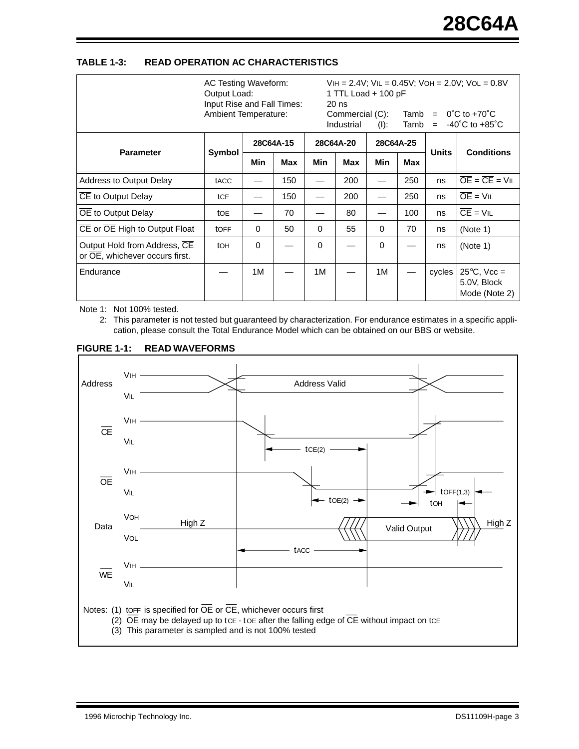### TABLE 1-3: READ OPERATION AC CHARACTERISTICS

AC Testing Waveform: $V_{IH}$ = 2.4V; $V_{IL}$ = 0.45V; $V_{OH}$ = 2.0V; $V_{OL}$ = 0.8V
Output Load: 1 TTL Load + 100 pF
Input Rise and Fall Times: 20 ns
Ambient Temperature: Commercial (C): Tamb = 0˚C to +70˚C
Industrial (I): Tamb = -40˚C to +85˚C

| Parameter | Symbol | 28C64A-15 | | 28C64A-20 | | 28C64A-25 | | Units | Conditions |
|---|---|---|---|---|---|---|---|---|---|
| | | Min | Max | Min | Max | Min | Max | | |
| Address to Output Delay | tACC | — | 150 | — | 200 | — | 250 | ns | $\overline{OE}$ = $\overline{CE}$ = VIL |
| $\overline{CE}$ to Output Delay | tCE | — | 150 | — | 200 | — | 250 | ns | $\overline{OE}$ = VIL |
| $\overline{OE}$ to Output Delay | tOE | — | 70 | — | 80 | — | 100 | ns | $\overline{CE}$ = VIL |
| $\overline{CE}$ or $\overline{OE}$ High to Output Float | tOFF | 0 | 50 | 0 | 55 | 0 | 70 | ns | (Note 1) |
| Output Hold from Address, $\overline{CE}$ or $\overline{OE}$, whichever occurs first. | tOH | 0 | — | 0 | — | 0 | — | ns | (Note 1) |
| Endurance | — | 1M | — | 1M | — | 1M | — | cycles | 25°C, Vcc = 5.0V, Block Mode (Note 2) |

Note 1: Not 100% tested.

2: This parameter is not tested but guaranteed by characterization. For endurance estimates in a specific application, please consult the Total Endurance Model which can be obtained on our BBS or website.

### FIGURE 1-1: READ WAVEFORMS

Notes: (1) tOFF is specified for $\overline{OE}$ or $\overline{CE}$, whichever occurs first
(2) $\overline{OE}$ may be delayed up to tCE - tOE after the falling edge of $\overline{CE}$ without impact on tCE
(3) This parameter is sampled and is not 100% tested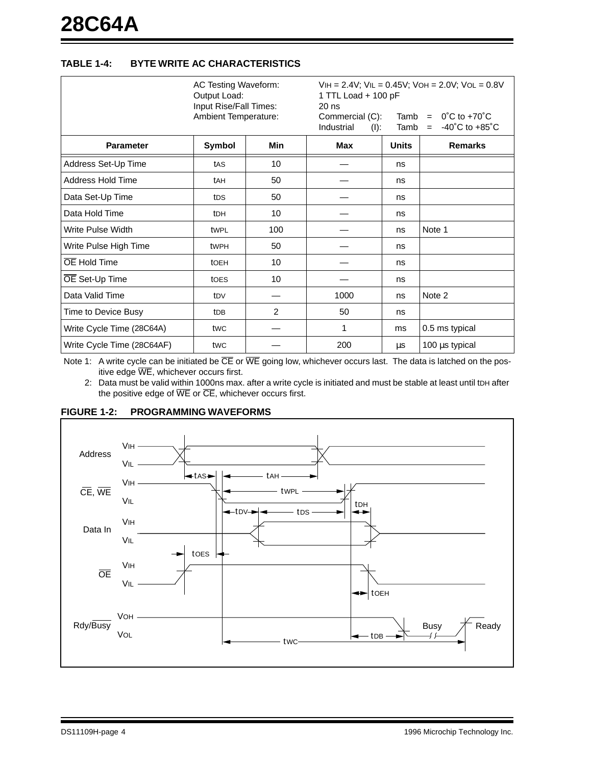# 28C64A

**TABLE 1-4: BYTE WRITE AC CHARACTERISTICS**

| AC Testing Waveform:<br>Output Load:<br>Input Rise/Fall Times:<br>Ambient Temperature: | | | $V_{IH}$ = 2.4V; $V_{IL}$ = 0.45V; $V_{OH}$ = 2.0V; $V_{OL}$ = 0.8V<br>1 TTL Load + 100 pF<br>20 ns<br>Commercial (C): Tamb = 0˚C to +70˚C<br>Industrial (I): Tamb = -40˚C to +85˚C | | |
|---|---|---|---|---|---|
| **Parameter** | **Symbol** | **Min** | **Max** | **Units** | **Remarks** |
| Address Set-Up Time | $t_{AS}$ | 10 | — | ns | |
| Address Hold Time | $t_{AH}$ | 50 | — | ns | |
| Data Set-Up Time | $t_{DS}$ | 50 | — | ns | |
| Data Hold Time | $t_{DH}$ | 10 | — | ns | |
| Write Pulse Width | $t_{WPL}$ | 100 | — | ns | Note 1 |
| Write Pulse High Time | $t_{WPH}$ | 50 | — | ns | |
| $\overline{OE}$ Hold Time | $t_{OEH}$ | 10 | — | ns | |
| $\overline{OE}$ Set-Up Time | $t_{OES}$ | 10 | — | ns | |
| Data Valid Time | $t_{DV}$ | — | 1000 | ns | Note 2 |
| Time to Device Busy | $t_{DB}$ | 2 | 50 | ns | |
| Write Cycle Time (28C64A) | $t_{WC}$ | — | 1 | ms | 0.5 ms typical |
| Write Cycle Time (28C64AF) | $t_{WC}$ | — | 200 | µs | 100 µs typical |

Note 1: A write cycle can be initiated be $\overline{CE}$ or $\overline{WE}$ going low, whichever occurs last. The data is latched on the positive edge $\overline{WE}$, whichever occurs first.

2: Data must be valid within 1000ns max. after a write cycle is initiated and must be stable at least until $t_{DH}$ after the positive edge of $\overline{WE}$ or $\overline{CE}$, whichever occurs first.

**FIGURE 1-2: PROGRAMMING WAVEFORMS**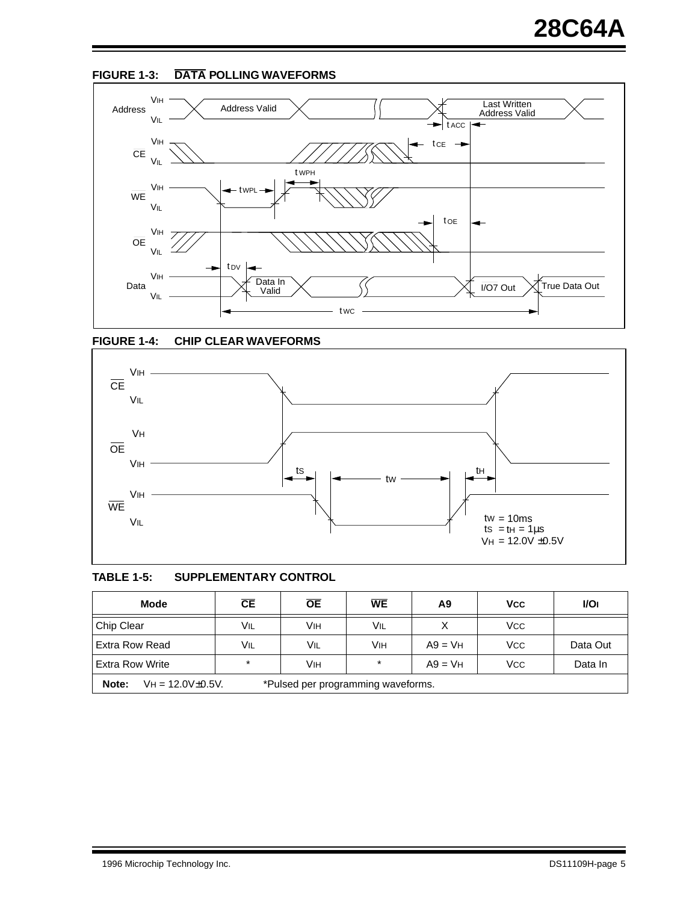**FIGURE 1-3: $\overline{DATA}$ POLLING WAVEFORMS**

Address: $V_{IH}$ / $V_{IL}$ — Address Valid … Last Written Address Valid

$\overline{CE}$: $V_{IH}$ / $V_{IL}$

$\overline{WE}$: $V_{IH}$ / $V_{IL}$

$\overline{OE}$: $V_{IH}$ / $V_{IL}$

Data: $V_{IH}$ / $V_{IL}$ — Data In Valid … I/O7 Out — True Data Out

Timing: $t_{ACC}$, $t_{CE}$, $t_{WPH}$, $t_{WPL}$, $t_{OE}$, $t_{DV}$, $t_{WC}$

**FIGURE 1-4: CHIP CLEAR WAVEFORMS**

$\overline{CE}$: $V_{IH}$ / $V_{IL}$

$\overline{OE}$: $V_H$ / $V_{IH}$

$\overline{WE}$: $V_{IH}$ / $V_{IL}$

Timing: $t_S$, $t_W$, $t_H$

$t_W$ = 10ms
$t_S$ = $t_H$ = 1µs
$V_H$ = 12.0V ±0.5V

**TABLE 1-5: SUPPLEMENTARY CONTROL**

| Mode | $\overline{CE}$ | $\overline{OE}$ | $\overline{WE}$ | A9 | Vcc | I/Oi |
|---|---|---|---|---|---|---|
| Chip Clear | $V_{IL}$ | $V_{IH}$ | $V_{IL}$ | X | $V_{CC}$ | |
| Extra Row Read | $V_{IL}$ | $V_{IL}$ | $V_{IH}$ | A9 = $V_H$ | $V_{CC}$ | Data Out |
| Extra Row Write | * | $V_{IH}$ | * | A9 = $V_H$ | $V_{CC}$ | Data In |

**Note:** $V_H$ = 12.0V±0.5V. *Pulsed per programming waveforms.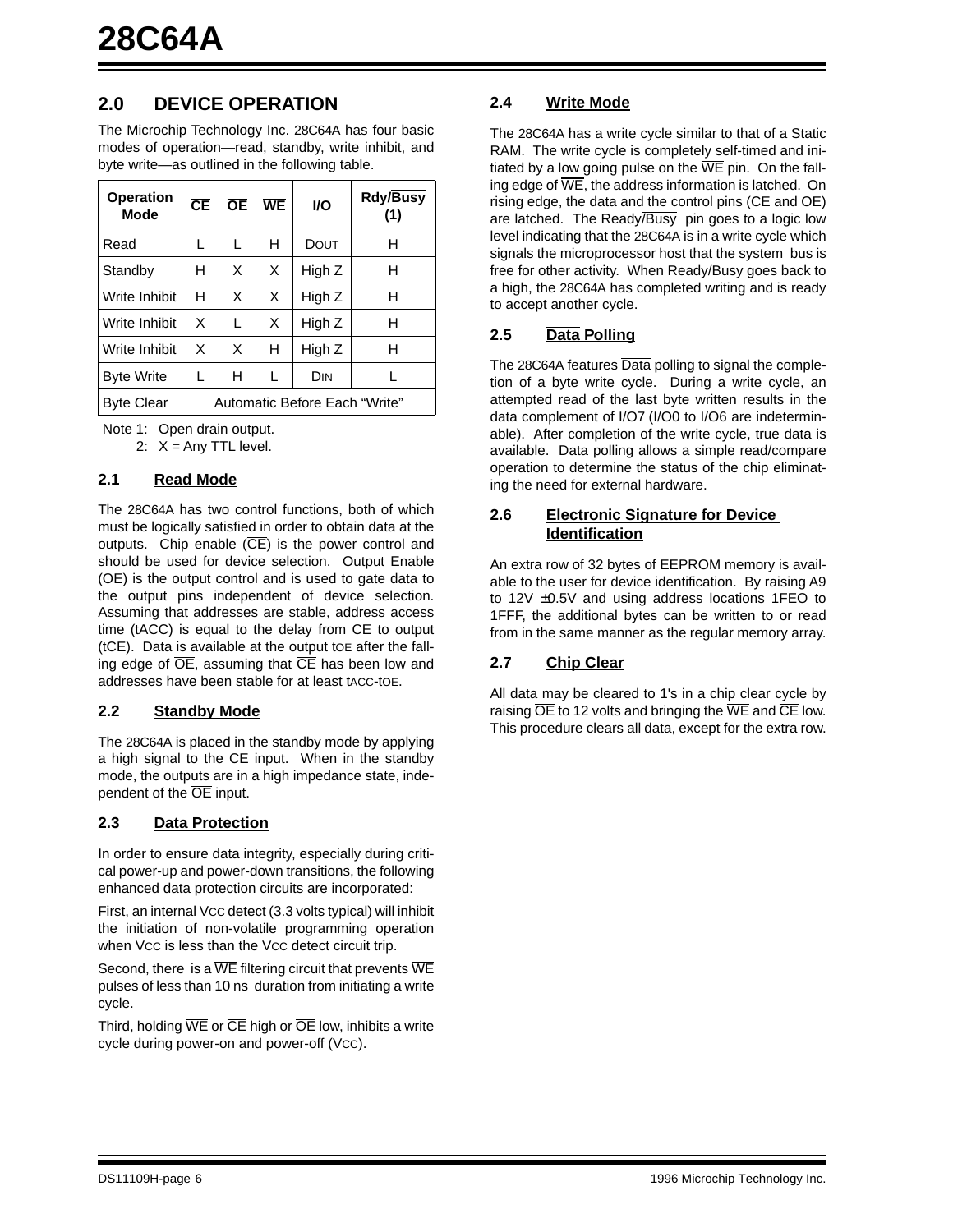## 2.0 DEVICE OPERATION

The Microchip Technology Inc. 28C64A has four basic modes of operation—read, standby, write inhibit, and byte write—as outlined in the following table.

| Operation Mode | CE | OE | WE | I/O | Rdy/Busy (1) |
|---|---|---|---|---|---|
| Read | L | L | H | DOUT | H |
| Standby | H | X | X | High Z | H |
| Write Inhibit | H | X | X | High Z | H |
| Write Inhibit | X | L | X | High Z | H |
| Write Inhibit | X | X | H | High Z | H |
| Byte Write | L | H | L | DIN | L |
| Byte Clear | Automatic Before Each "Write" | | | | |

Note 1: Open drain output.
2: X = Any TTL level.

### 2.1 Read Mode

The 28C64A has two control functions, both of which must be logically satisfied in order to obtain data at the outputs. Chip enable (CE) is the power control and should be used for device selection. Output Enable (OE) is the output control and is used to gate data to the output pins independent of device selection. Assuming that addresses are stable, address access time (tACC) is equal to the delay from CE to output (tCE). Data is available at the output tOE after the falling edge of OE, assuming that CE has been low and addresses have been stable for at least tACC-tOE.

### 2.2 Standby Mode

The 28C64A is placed in the standby mode by applying a high signal to the CE input. When in the standby mode, the outputs are in a high impedance state, independent of the OE input.

### 2.3 Data Protection

In order to ensure data integrity, especially during critical power-up and power-down transitions, the following enhanced data protection circuits are incorporated:

First, an internal VCC detect (3.3 volts typical) will inhibit the initiation of non-volatile programming operation when VCC is less than the VCC detect circuit trip.

Second, there is a WE filtering circuit that prevents WE pulses of less than 10 ns duration from initiating a write cycle.

Third, holding WE or CE high or OE low, inhibits a write cycle during power-on and power-off (VCC).

### 2.4 Write Mode

The 28C64A has a write cycle similar to that of a Static RAM. The write cycle is completely self-timed and initiated by a low going pulse on the WE pin. On the falling edge of WE, the address information is latched. On rising edge, the data and the control pins (CE and OE) are latched. The Ready/Busy pin goes to a logic low level indicating that the 28C64A is in a write cycle which signals the microprocessor host that the system bus is free for other activity. When Ready/Busy goes back to a high, the 28C64A has completed writing and is ready to accept another cycle.

### 2.5 Data Polling

The 28C64A features Data polling to signal the completion of a byte write cycle. During a write cycle, an attempted read of the last byte written results in the data complement of I/O7 (I/O0 to I/O6 are indeterminable). After completion of the write cycle, true data is available. Data polling allows a simple read/compare operation to determine the status of the chip eliminating the need for external hardware.

### 2.6 Electronic Signature for Device Identification

An extra row of 32 bytes of EEPROM memory is available to the user for device identification. By raising A9 to 12V ±0.5V and using address locations 1FEO to 1FFF, the additional bytes can be written to or read from in the same manner as the regular memory array.

### 2.7 Chip Clear

All data may be cleared to 1's in a chip clear cycle by raising OE to 12 volts and bringing the WE and CE low. This procedure clears all data, except for the extra row.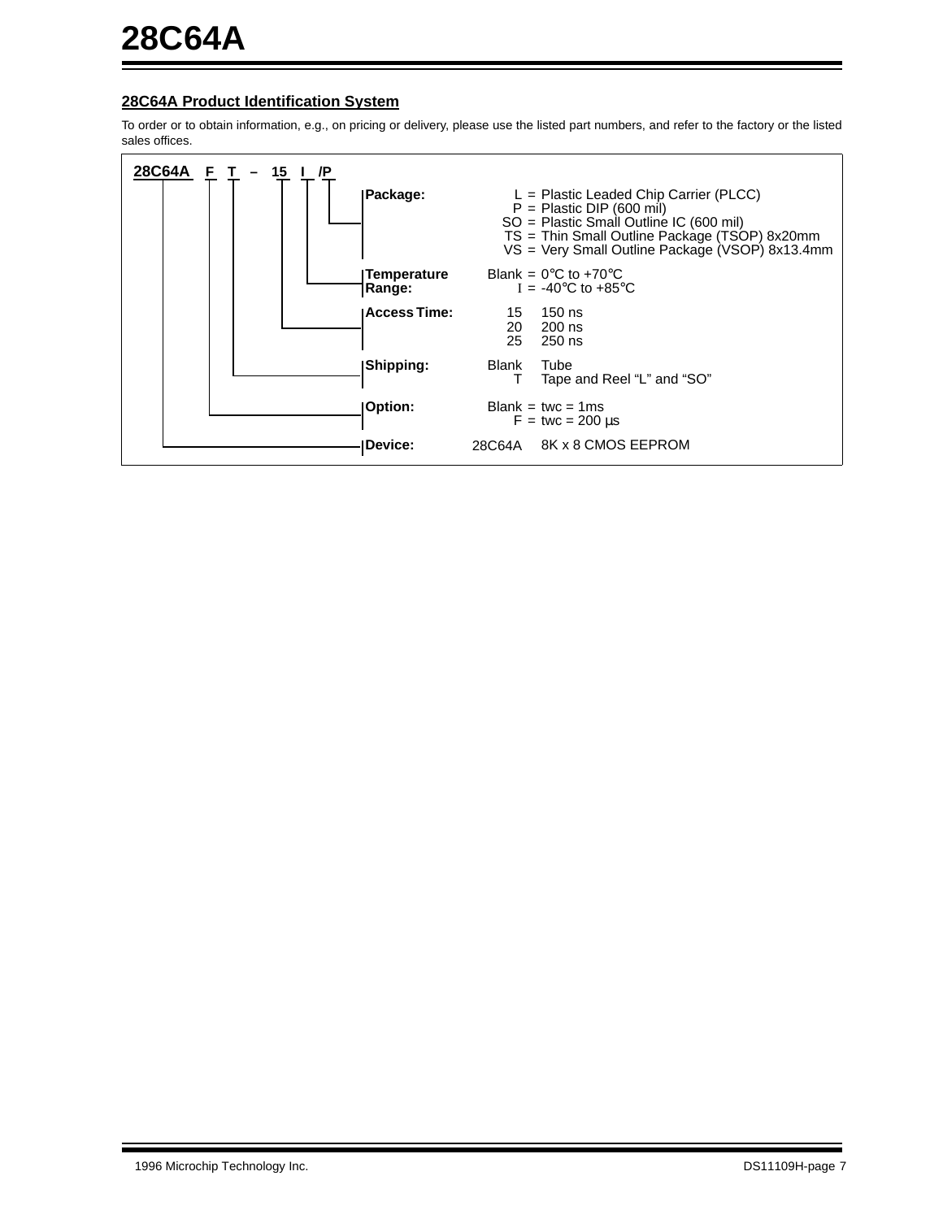## 28C64A Product Identification System

To order or to obtain information, e.g., on pricing or delivery, please use the listed part numbers, and refer to the factory or the listed sales offices.

**28C64A F T – 15 I /P**

| Field | Code | Description |
|---|---|---|
| **Package:** | L = | Plastic Leaded Chip Carrier (PLCC) |
| | P = | Plastic DIP (600 mil) |
| | SO = | Plastic Small Outline IC (600 mil) |
| | TS = | Thin Small Outline Package (TSOP) 8x20mm |
| | VS = | Very Small Outline Package (VSOP) 8x13.4mm |
| **Temperature Range:** | Blank = | 0°C to +70°C |
| | I = | -40°C to +85°C |
| **Access Time:** | 15 | 150 ns |
| | 20 | 200 ns |
| | 25 | 250 ns |
| **Shipping:** | Blank | Tube |
| | T | Tape and Reel “L” and “SO” |
| **Option:** | Blank = | twc = 1ms |
| | F = | twc = 200 µs |
| **Device:** | 28C64A | 8K x 8 CMOS EEPROM |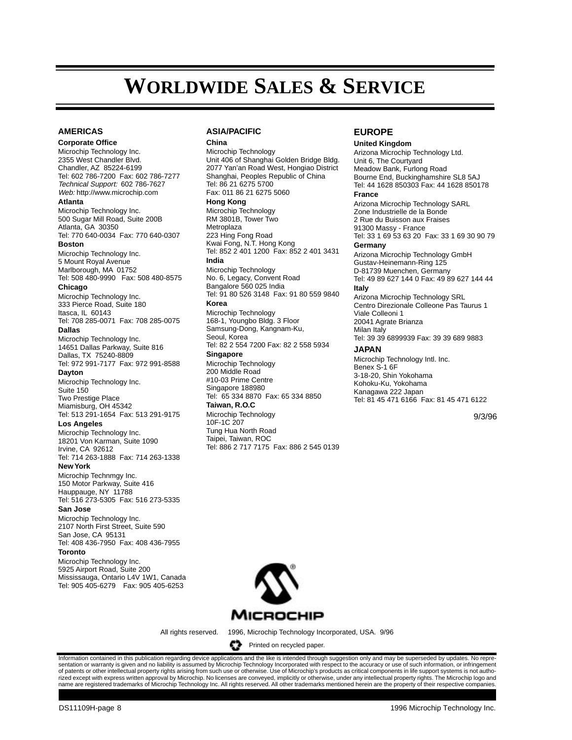# WORLDWIDE SALES & SERVICE

## AMERICAS

**Corporate Office**
Microchip Technology Inc.
2355 West Chandler Blvd.
Chandler, AZ 85224-6199
Tel: 602 786-7200 Fax: 602 786-7277
*Technical Support:* 602 786-7627
*Web:* http://www.microchip.com

**Atlanta**
Microchip Technology Inc.
500 Sugar Mill Road, Suite 200B
Atlanta, GA 30350
Tel: 770 640-0034 Fax: 770 640-0307

**Boston**
Microchip Technology Inc.
5 Mount Royal Avenue
Marlborough, MA 01752
Tel: 508 480-9990 Fax: 508 480-8575

**Chicago**
Microchip Technology Inc.
333 Pierce Road, Suite 180
Itasca, IL 60143
Tel: 708 285-0071 Fax: 708 285-0075

**Dallas**
Microchip Technology Inc.
14651 Dallas Parkway, Suite 816
Dallas, TX 75240-8809
Tel: 972 991-7177 Fax: 972 991-8588

**Dayton**
Microchip Technology Inc.
Suite 150
Two Prestige Place
Miamisburg, OH 45342
Tel: 513 291-1654 Fax: 513 291-9175

**Los Angeles**
Microchip Technology Inc.
18201 Von Karman, Suite 1090
Irvine, CA 92612
Tel: 714 263-1888 Fax: 714 263-1338

**New York**
Microchip Technmgy Inc.
150 Motor Parkway, Suite 416
Hauppauge, NY 11788
Tel: 516 273-5305 Fax: 516 273-5335

**San Jose**
Microchip Technology Inc.
2107 North First Street, Suite 590
San Jose, CA 95131
Tel: 408 436-7950 Fax: 408 436-7955

**Toronto**
Microchip Technology Inc.
5925 Airport Road, Suite 200
Mississauga, Ontario L4V 1W1, Canada
Tel: 905 405-6279 Fax: 905 405-6253

## ASIA/PACIFIC

**China**
Microchip Technology
Unit 406 of Shanghai Golden Bridge Bldg.
2077 Yan'an Road West, Hongiao District
Shanghai, Peoples Republic of China
Tel: 86 21 6275 5700
Fax: 011 86 21 6275 5060

**Hong Kong**
Microchip Technology
RM 3801B, Tower Two
Metroplaza
223 Hing Fong Road
Kwai Fong, N.T. Hong Kong
Tel: 852 2 401 1200 Fax: 852 2 401 3431

**India**
Microchip Technology
No. 6, Legacy, Convent Road
Bangalore 560 025 India
Tel: 91 80 526 3148 Fax: 91 80 559 9840

**Korea**
Microchip Technology
168-1, Youngbo Bldg. 3 Floor
Samsung-Dong, Kangnam-Ku,
Seoul, Korea
Tel: 82 2 554 7200 Fax: 82 2 558 5934

**Singapore**
Microchip Technology
200 Middle Road
#10-03 Prime Centre
Singapore 188980
Tel: 65 334 8870 Fax: 65 334 8850

**Taiwan, R.O.C**
Microchip Technology
10F-1C 207
Tung Hua North Road
Taipei, Taiwan, ROC
Tel: 886 2 717 7175 Fax: 886 2 545 0139

## EUROPE

**United Kingdom**
Arizona Microchip Technology Ltd.
Unit 6, The Courtyard
Meadow Bank, Furlong Road
Bourne End, Buckinghamshire SL8 5AJ
Tel: 44 1628 850303 Fax: 44 1628 850178

**France**
Arizona Microchip Technology SARL
Zone Industrielle de la Bonde
2 Rue du Buisson aux Fraises
91300 Massy - France
Tel: 33 1 69 53 63 20 Fax: 33 1 69 30 90 79

**Germany**
Arizona Microchip Technology GmbH
Gustav-Heinemann-Ring 125
D-81739 Muenchen, Germany
Tel: 49 89 627 144 0 Fax: 49 89 627 144 44

**Italy**
Arizona Microchip Technology SRL
Centro Direzionale Colleone Pas Taurus 1
Viale Colleoni 1
20041 Agrate Brianza
Milan Italy
Tel: 39 39 6899939 Fax: 39 39 689 9883

## JAPAN

Microchip Technology Intl. Inc.
Benex S-1 6F
3-18-20, Shin Yokohama
Kohoku-Ku, Yokohama
Kanagawa 222 Japan
Tel: 81 45 471 6166 Fax: 81 45 471 6122

9/3/96

MICROCHIP

All rights reserved. 1996, Microchip Technology Incorporated, USA. 9/96

Printed on recycled paper.

Information contained in this publication regarding device applications and the like is intended through suggestion only and may be superseded by updates. No representation or warranty is given and no liability is assumed by Microchip Technology Incorporated with respect to the accuracy or use of such information, or infringement of patents or other intellectual property rights arising from such use or otherwise. Use of Microchip's products as critical components in life support systems is not authorized except with express written approval by Microchip. No licenses are conveyed, implicitly or otherwise, under any intellectual property rights. The Microchip logo and name are registered trademarks of Microchip Technology Inc. All rights reserved. All other trademarks mentioned herein are the property of their respective companies.